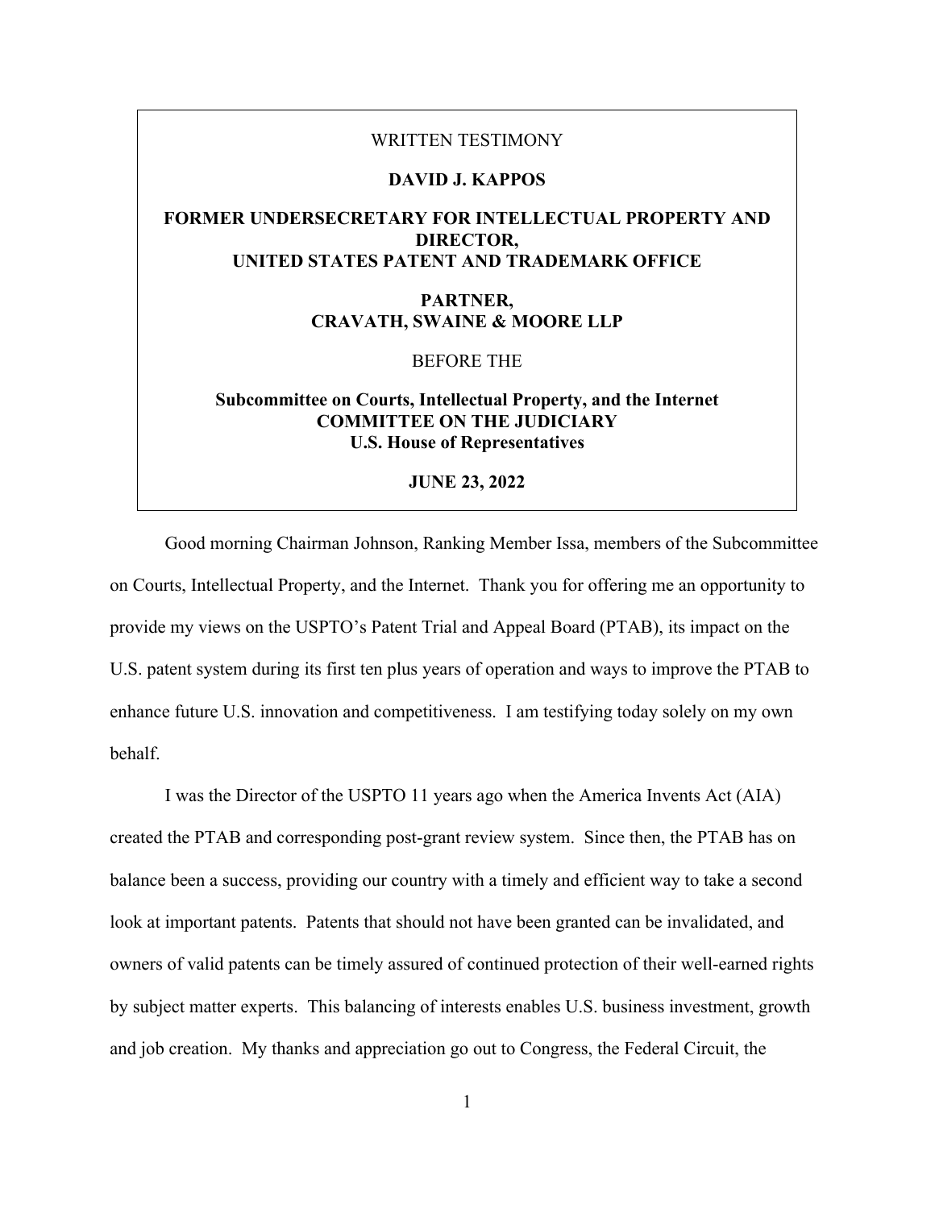WRITTEN TESTIMONY

**DAVID J. KAPPOS**

**FORMER UNDERSECRETARY FOR INTELLECTUAL PROPERTY AND DIRECTOR,**
**UNITED STATES PATENT AND TRADEMARK OFFICE**

**PARTNER,**
**CRAVATH, SWAINE & MOORE LLP**

BEFORE THE

**Subcommittee on Courts, Intellectual Property, and the Internet**
**COMMITTEE ON THE JUDICIARY**
**U.S. House of Representatives**

**JUNE 23, 2022**

Good morning Chairman Johnson, Ranking Member Issa, members of the Subcommittee on Courts, Intellectual Property, and the Internet. Thank you for offering me an opportunity to provide my views on the USPTO's Patent Trial and Appeal Board (PTAB), its impact on the U.S. patent system during its first ten plus years of operation and ways to improve the PTAB to enhance future U.S. innovation and competitiveness. I am testifying today solely on my own behalf.

I was the Director of the USPTO 11 years ago when the America Invents Act (AIA) created the PTAB and corresponding post-grant review system. Since then, the PTAB has on balance been a success, providing our country with a timely and efficient way to take a second look at important patents. Patents that should not have been granted can be invalidated, and owners of valid patents can be timely assured of continued protection of their well-earned rights by subject matter experts. This balancing of interests enables U.S. business investment, growth and job creation. My thanks and appreciation go out to Congress, the Federal Circuit, the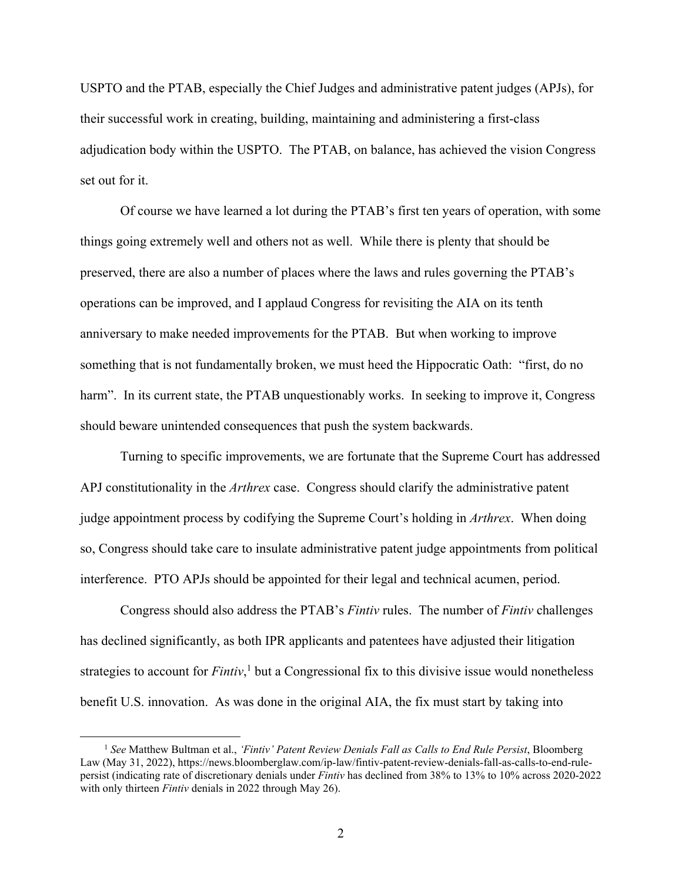USPTO and the PTAB, especially the Chief Judges and administrative patent judges (APJs), for their successful work in creating, building, maintaining and administering a first-class adjudication body within the USPTO. The PTAB, on balance, has achieved the vision Congress set out for it.

Of course we have learned a lot during the PTAB's first ten years of operation, with some things going extremely well and others not as well. While there is plenty that should be preserved, there are also a number of places where the laws and rules governing the PTAB's operations can be improved, and I applaud Congress for revisiting the AIA on its tenth anniversary to make needed improvements for the PTAB. But when working to improve something that is not fundamentally broken, we must heed the Hippocratic Oath: "first, do no harm". In its current state, the PTAB unquestionably works. In seeking to improve it, Congress should beware unintended consequences that push the system backwards.

Turning to specific improvements, we are fortunate that the Supreme Court has addressed APJ constitutionality in the *Arthrex* case. Congress should clarify the administrative patent judge appointment process by codifying the Supreme Court's holding in *Arthrex*. When doing so, Congress should take care to insulate administrative patent judge appointments from political interference. PTO APJs should be appointed for their legal and technical acumen, period.

Congress should also address the PTAB's *Fintiv* rules. The number of *Fintiv* challenges has declined significantly, as both IPR applicants and patentees have adjusted their litigation strategies to account for *Fintiv*,[1] but a Congressional fix to this divisive issue would nonetheless benefit U.S. innovation. As was done in the original AIA, the fix must start by taking into

[1] *See* Matthew Bultman et al., *'Fintiv' Patent Review Denials Fall as Calls to End Rule Persist*, Bloomberg Law (May 31, 2022), https://news.bloomberglaw.com/ip-law/fintiv-patent-review-denials-fall-as-calls-to-end-rule-persist (indicating rate of discretionary denials under *Fintiv* has declined from 38% to 13% to 10% across 2020-2022 with only thirteen *Fintiv* denials in 2022 through May 26).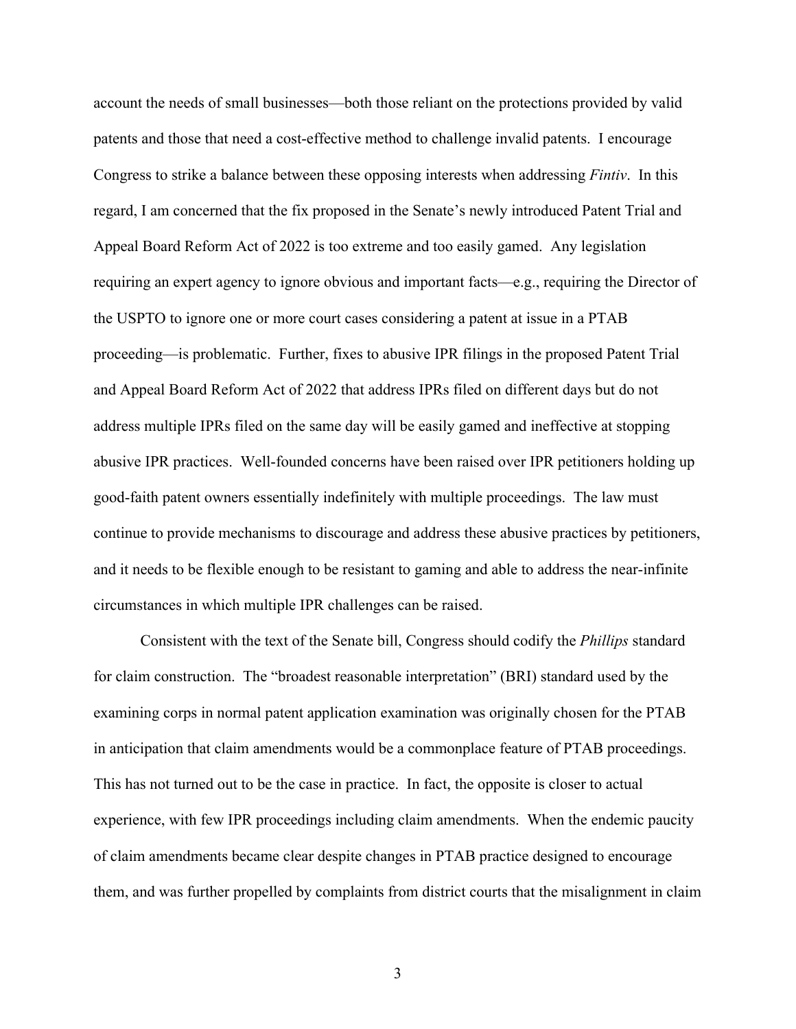account the needs of small businesses—both those reliant on the protections provided by valid patents and those that need a cost-effective method to challenge invalid patents. I encourage Congress to strike a balance between these opposing interests when addressing *Fintiv*. In this regard, I am concerned that the fix proposed in the Senate's newly introduced Patent Trial and Appeal Board Reform Act of 2022 is too extreme and too easily gamed. Any legislation requiring an expert agency to ignore obvious and important facts—e.g., requiring the Director of the USPTO to ignore one or more court cases considering a patent at issue in a PTAB proceeding—is problematic. Further, fixes to abusive IPR filings in the proposed Patent Trial and Appeal Board Reform Act of 2022 that address IPRs filed on different days but do not address multiple IPRs filed on the same day will be easily gamed and ineffective at stopping abusive IPR practices. Well-founded concerns have been raised over IPR petitioners holding up good-faith patent owners essentially indefinitely with multiple proceedings. The law must continue to provide mechanisms to discourage and address these abusive practices by petitioners, and it needs to be flexible enough to be resistant to gaming and able to address the near-infinite circumstances in which multiple IPR challenges can be raised.

Consistent with the text of the Senate bill, Congress should codify the *Phillips* standard for claim construction. The "broadest reasonable interpretation" (BRI) standard used by the examining corps in normal patent application examination was originally chosen for the PTAB in anticipation that claim amendments would be a commonplace feature of PTAB proceedings. This has not turned out to be the case in practice. In fact, the opposite is closer to actual experience, with few IPR proceedings including claim amendments. When the endemic paucity of claim amendments became clear despite changes in PTAB practice designed to encourage them, and was further propelled by complaints from district courts that the misalignment in claim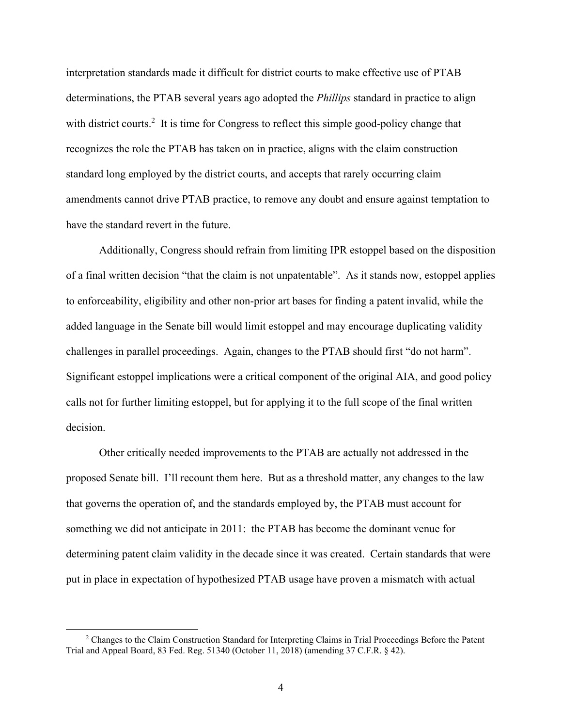interpretation standards made it difficult for district courts to make effective use of PTAB determinations, the PTAB several years ago adopted the *Phillips* standard in practice to align with district courts.[2] It is time for Congress to reflect this simple good-policy change that recognizes the role the PTAB has taken on in practice, aligns with the claim construction standard long employed by the district courts, and accepts that rarely occurring claim amendments cannot drive PTAB practice, to remove any doubt and ensure against temptation to have the standard revert in the future.

Additionally, Congress should refrain from limiting IPR estoppel based on the disposition of a final written decision "that the claim is not unpatentable". As it stands now, estoppel applies to enforceability, eligibility and other non-prior art bases for finding a patent invalid, while the added language in the Senate bill would limit estoppel and may encourage duplicating validity challenges in parallel proceedings. Again, changes to the PTAB should first "do not harm". Significant estoppel implications were a critical component of the original AIA, and good policy calls not for further limiting estoppel, but for applying it to the full scope of the final written decision.

Other critically needed improvements to the PTAB are actually not addressed in the proposed Senate bill. I'll recount them here. But as a threshold matter, any changes to the law that governs the operation of, and the standards employed by, the PTAB must account for something we did not anticipate in 2011: the PTAB has become the dominant venue for determining patent claim validity in the decade since it was created. Certain standards that were put in place in expectation of hypothesized PTAB usage have proven a mismatch with actual

[2] Changes to the Claim Construction Standard for Interpreting Claims in Trial Proceedings Before the Patent Trial and Appeal Board, 83 Fed. Reg. 51340 (October 11, 2018) (amending 37 C.F.R. § 42).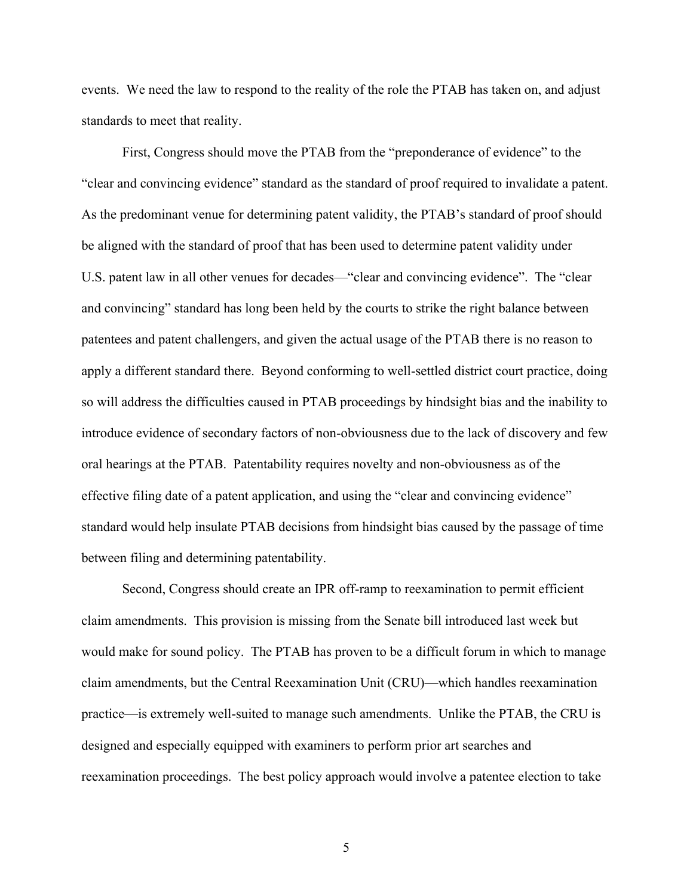events. We need the law to respond to the reality of the role the PTAB has taken on, and adjust standards to meet that reality.

First, Congress should move the PTAB from the "preponderance of evidence" to the "clear and convincing evidence" standard as the standard of proof required to invalidate a patent. As the predominant venue for determining patent validity, the PTAB's standard of proof should be aligned with the standard of proof that has been used to determine patent validity under U.S. patent law in all other venues for decades—"clear and convincing evidence". The "clear and convincing" standard has long been held by the courts to strike the right balance between patentees and patent challengers, and given the actual usage of the PTAB there is no reason to apply a different standard there. Beyond conforming to well-settled district court practice, doing so will address the difficulties caused in PTAB proceedings by hindsight bias and the inability to introduce evidence of secondary factors of non-obviousness due to the lack of discovery and few oral hearings at the PTAB. Patentability requires novelty and non-obviousness as of the effective filing date of a patent application, and using the "clear and convincing evidence" standard would help insulate PTAB decisions from hindsight bias caused by the passage of time between filing and determining patentability.

Second, Congress should create an IPR off-ramp to reexamination to permit efficient claim amendments. This provision is missing from the Senate bill introduced last week but would make for sound policy. The PTAB has proven to be a difficult forum in which to manage claim amendments, but the Central Reexamination Unit (CRU)—which handles reexamination practice—is extremely well-suited to manage such amendments. Unlike the PTAB, the CRU is designed and especially equipped with examiners to perform prior art searches and reexamination proceedings. The best policy approach would involve a patentee election to take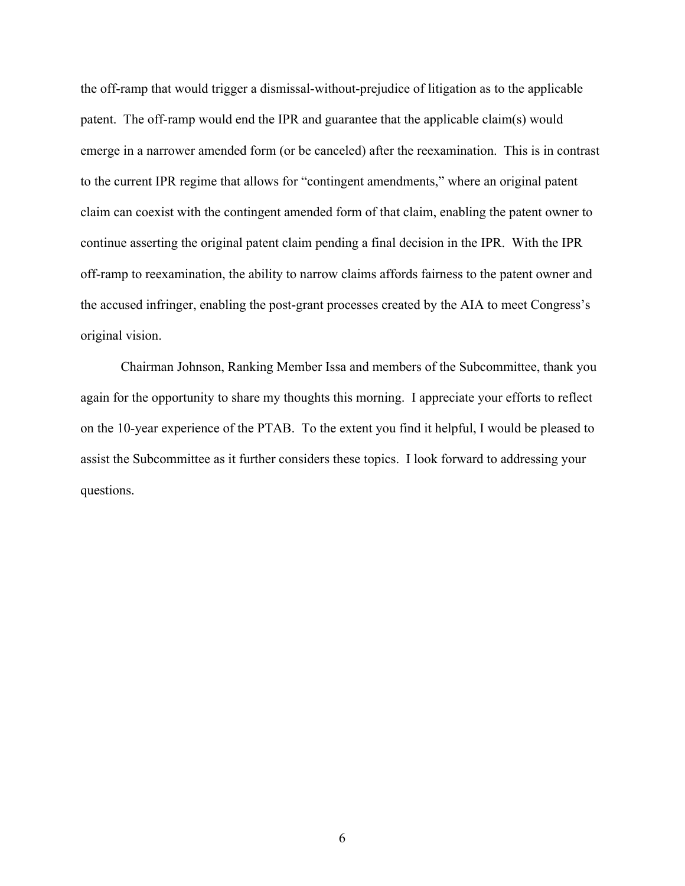the off-ramp that would trigger a dismissal-without-prejudice of litigation as to the applicable patent. The off-ramp would end the IPR and guarantee that the applicable claim(s) would emerge in a narrower amended form (or be canceled) after the reexamination. This is in contrast to the current IPR regime that allows for "contingent amendments," where an original patent claim can coexist with the contingent amended form of that claim, enabling the patent owner to continue asserting the original patent claim pending a final decision in the IPR. With the IPR off-ramp to reexamination, the ability to narrow claims affords fairness to the patent owner and the accused infringer, enabling the post-grant processes created by the AIA to meet Congress's original vision.

Chairman Johnson, Ranking Member Issa and members of the Subcommittee, thank you again for the opportunity to share my thoughts this morning. I appreciate your efforts to reflect on the 10-year experience of the PTAB. To the extent you find it helpful, I would be pleased to assist the Subcommittee as it further considers these topics. I look forward to addressing your questions.